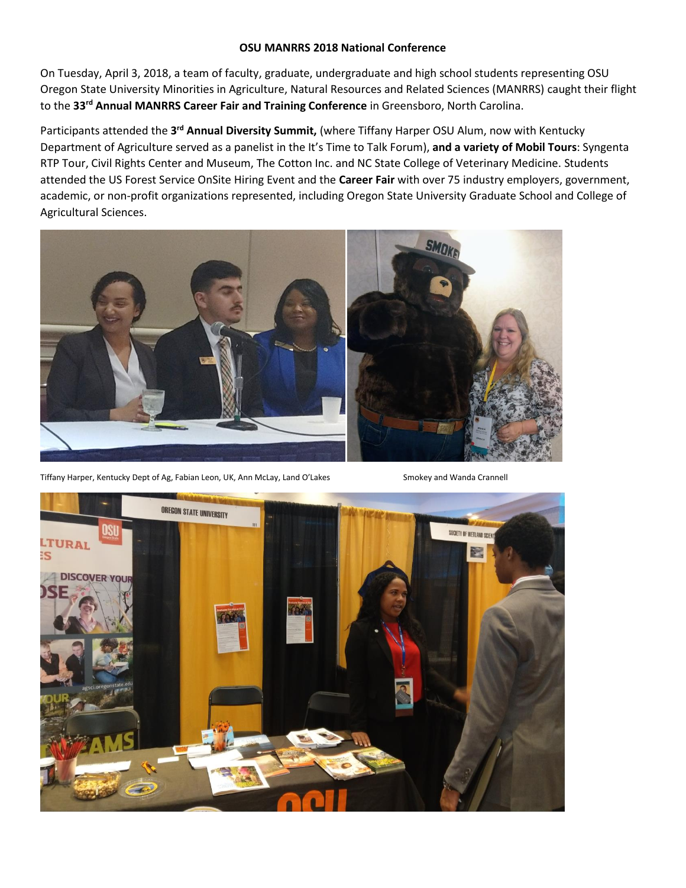**OSU MANRRS 2018 National Conference**

On Tuesday, April 3, 2018, a team of faculty, graduate, undergraduate and high school students representing OSU Oregon State University Minorities in Agriculture, Natural Resources and Related Sciences (MANRRS) caught their flight to the **33rd Annual MANRRS Career Fair and Training Conference** in Greensboro, North Carolina.

Participants attended the **3rd Annual Diversity Summit,** (where Tiffany Harper OSU Alum, now with Kentucky Department of Agriculture served as a panelist in the It's Time to Talk Forum), **and a variety of Mobil Tours**: Syngenta RTP Tour, Civil Rights Center and Museum, The Cotton Inc. and NC State College of Veterinary Medicine. Students attended the US Forest Service OnSite Hiring Event and the **Career Fair** with over 75 industry employers, government, academic, or non-profit organizations represented, including Oregon State University Graduate School and College of Agricultural Sciences.

Tiffany Harper, Kentucky Dept of Ag, Fabian Leon, UK, Ann McLay, Land O'Lakes

Smokey and Wanda Crannell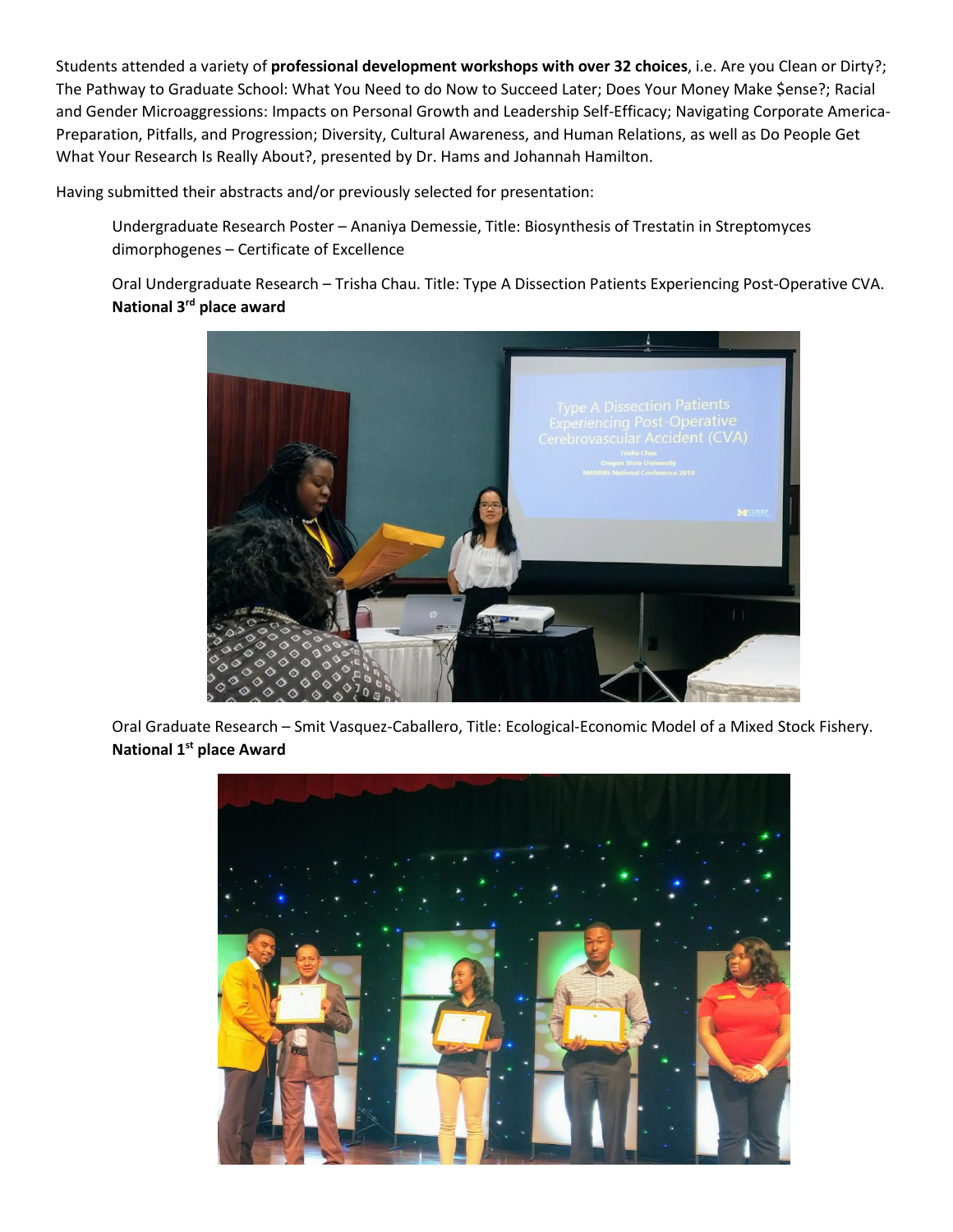Students attended a variety of **professional development workshops with over 32 choices**, i.e. Are you Clean or Dirty?; The Pathway to Graduate School: What You Need to do Now to Succeed Later; Does Your Money Make $ense?; Racial and Gender Microaggressions: Impacts on Personal Growth and Leadership Self-Efficacy; Navigating Corporate America- Preparation, Pitfalls, and Progression; Diversity, Cultural Awareness, and Human Relations, as well as Do People Get What Your Research Is Really About?, presented by Dr. Hams and Johannah Hamilton.

Having submitted their abstracts and/or previously selected for presentation:

Undergraduate Research Poster – Ananiya Demessie, Title: Biosynthesis of Trestatin in Streptomyces dimorphogenes – Certificate of Excellence

Oral Undergraduate Research – Trisha Chau. Title: Type A Dissection Patients Experiencing Post-Operative CVA. **National 3rd place award**

Oral Graduate Research – Smit Vasquez-Caballero, Title: Ecological-Economic Model of a Mixed Stock Fishery. **National 1st place Award**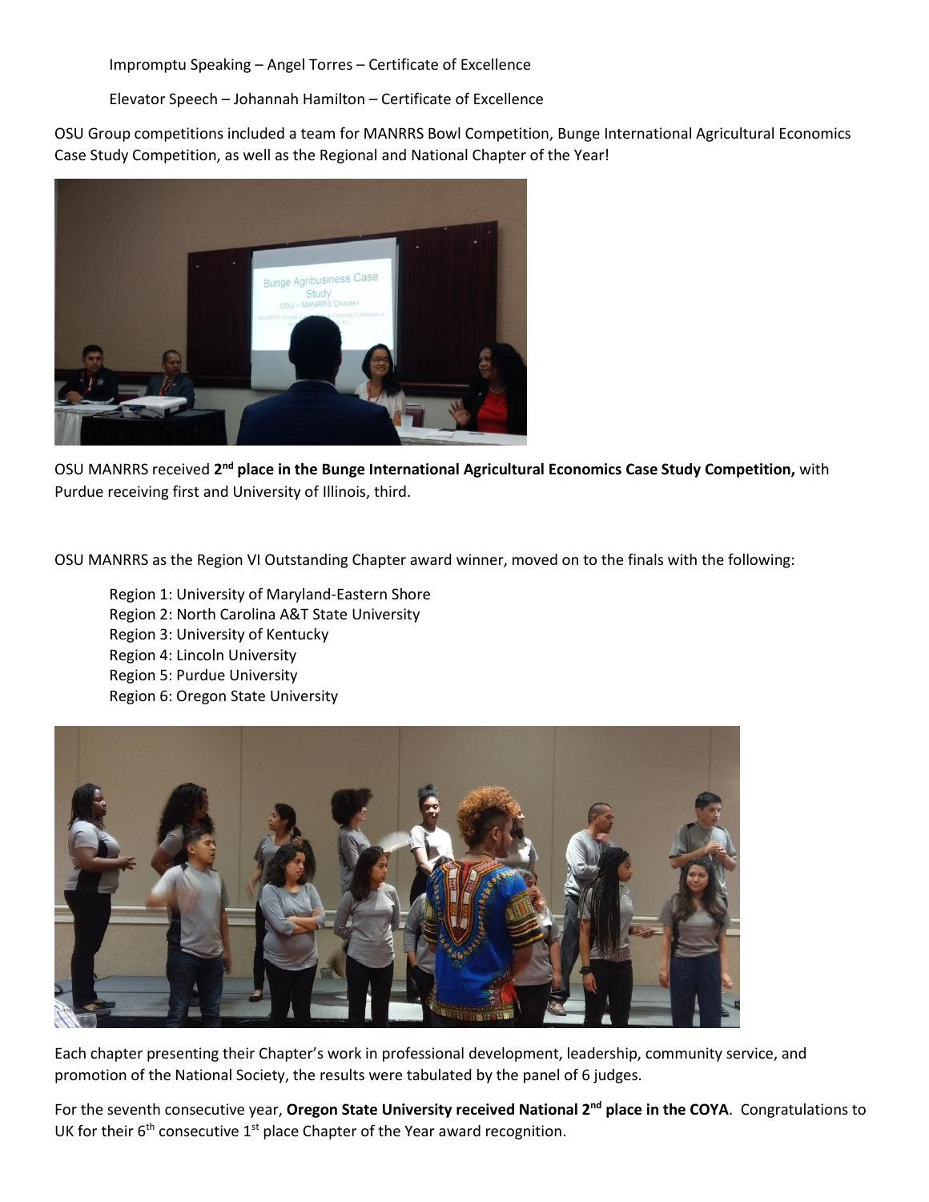Impromptu Speaking – Angel Torres – Certificate of Excellence

Elevator Speech – Johannah Hamilton – Certificate of Excellence

OSU Group competitions included a team for MANRRS Bowl Competition, Bunge International Agricultural Economics Case Study Competition, as well as the Regional and National Chapter of the Year!

OSU MANRRS received **2nd place in the Bunge International Agricultural Economics Case Study Competition,** with Purdue receiving first and University of Illinois, third.

OSU MANRRS as the Region VI Outstanding Chapter award winner, moved on to the finals with the following:

Region 1: University of Maryland-Eastern Shore
Region 2: North Carolina A&T State University
Region 3: University of Kentucky
Region 4: Lincoln University
Region 5: Purdue University
Region 6: Oregon State University

Each chapter presenting their Chapter's work in professional development, leadership, community service, and promotion of the National Society, the results were tabulated by the panel of 6 judges.

For the seventh consecutive year, **Oregon State University received National 2nd place in the COYA**. Congratulations to UK for their 6th consecutive 1st place Chapter of the Year award recognition.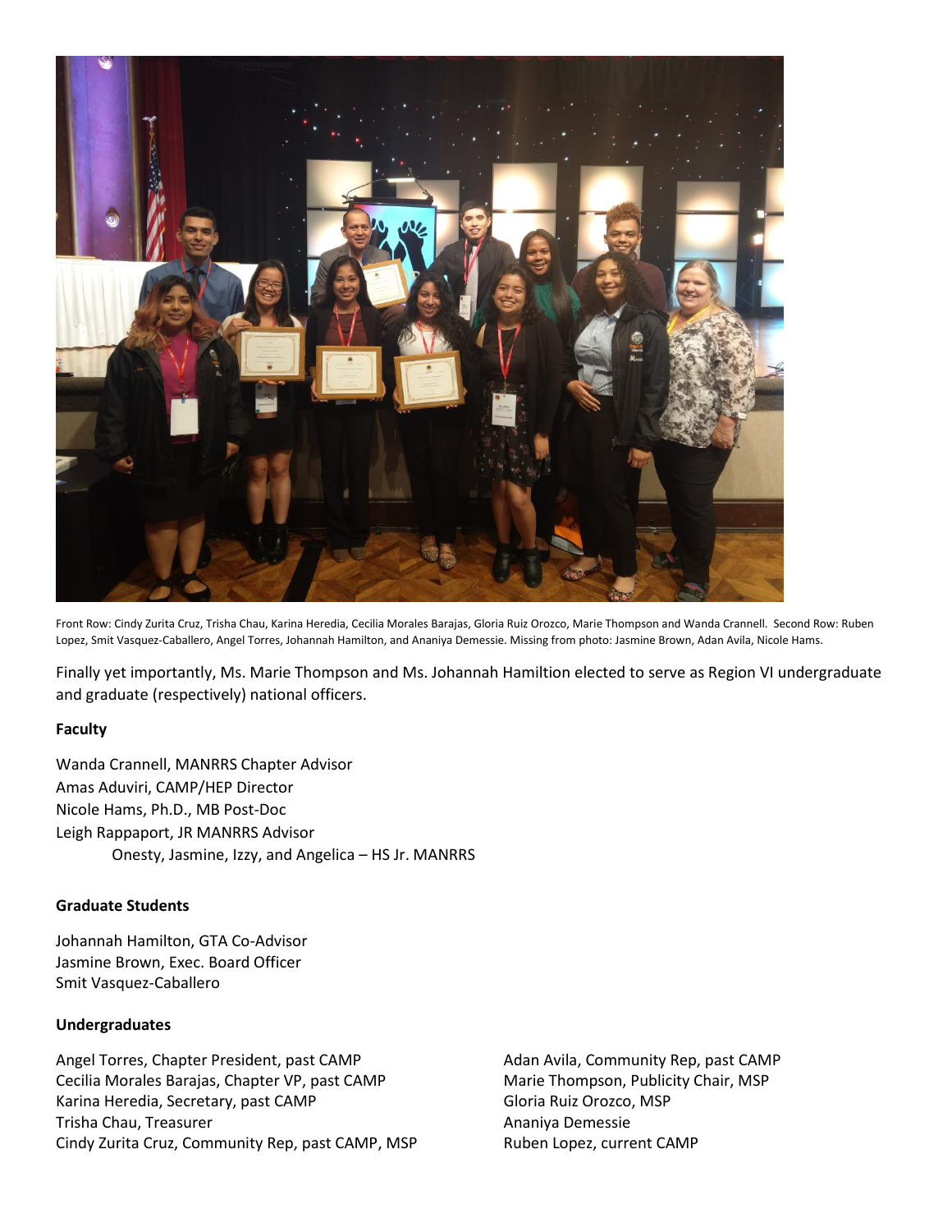Front Row: Cindy Zurita Cruz, Trisha Chau, Karina Heredia, Cecilia Morales Barajas, Gloria Ruiz Orozco, Marie Thompson and Wanda Crannell. Second Row: Ruben Lopez, Smit Vasquez-Caballero, Angel Torres, Johannah Hamilton, and Ananiya Demessie. Missing from photo: Jasmine Brown, Adan Avila, Nicole Hams.

Finally yet importantly, Ms. Marie Thompson and Ms. Johannah Hamiltion elected to serve as Region VI undergraduate and graduate (respectively) national officers.

**Faculty**

Wanda Crannell, MANRRS Chapter Advisor
Amas Aduviri, CAMP/HEP Director
Nicole Hams, Ph.D., MB Post-Doc
Leigh Rappaport, JR MANRRS Advisor
Onesty, Jasmine, Izzy, and Angelica – HS Jr. MANRRS

**Graduate Students**

Johannah Hamilton, GTA Co-Advisor
Jasmine Brown, Exec. Board Officer
Smit Vasquez-Caballero

**Undergraduates**

Angel Torres, Chapter President, past CAMP
Cecilia Morales Barajas, Chapter VP, past CAMP
Karina Heredia, Secretary, past CAMP
Trisha Chau, Treasurer
Cindy Zurita Cruz, Community Rep, past CAMP, MSP
Adan Avila, Community Rep, past CAMP
Marie Thompson, Publicity Chair, MSP
Gloria Ruiz Orozco, MSP
Ananiya Demessie
Ruben Lopez, current CAMP